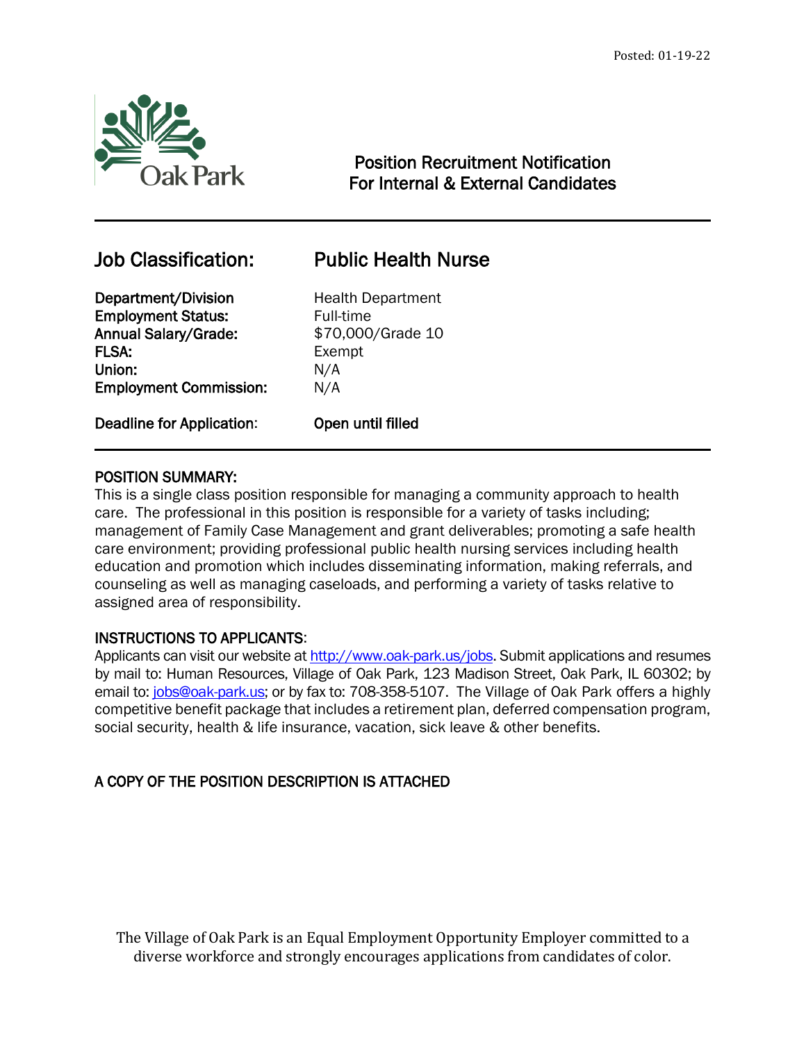Posted: 01-19-22

Oak Park

## Position Recruitment Notification
## For Internal & External Candidates

---

## Job Classification: Public Health Nurse

| | |
|---|---|
| **Department/Division** | Health Department |
| **Employment Status:** | Full-time |
| **Annual Salary/Grade:** | $70,000/Grade 10 |
| **FLSA:** | Exempt |
| **Union:** | N/A |
| **Employment Commission:** | N/A |
| **Deadline for Application:** | **Open until filled** |

---

### POSITION SUMMARY:

This is a single class position responsible for managing a community approach to health care. The professional in this position is responsible for a variety of tasks including; management of Family Case Management and grant deliverables; promoting a safe health care environment; providing professional public health nursing services including health education and promotion which includes disseminating information, making referrals, and counseling as well as managing caseloads, and performing a variety of tasks relative to assigned area of responsibility.

### INSTRUCTIONS TO APPLICANTS:

Applicants can visit our website at http://www.oak-park.us/jobs. Submit applications and resumes by mail to: Human Resources, Village of Oak Park, 123 Madison Street, Oak Park, IL 60302; by email to: jobs@oak-park.us; or by fax to: 708-358-5107. The Village of Oak Park offers a highly competitive benefit package that includes a retirement plan, deferred compensation program, social security, health & life insurance, vacation, sick leave & other benefits.

### A COPY OF THE POSITION DESCRIPTION IS ATTACHED

The Village of Oak Park is an Equal Employment Opportunity Employer committed to a diverse workforce and strongly encourages applications from candidates of color.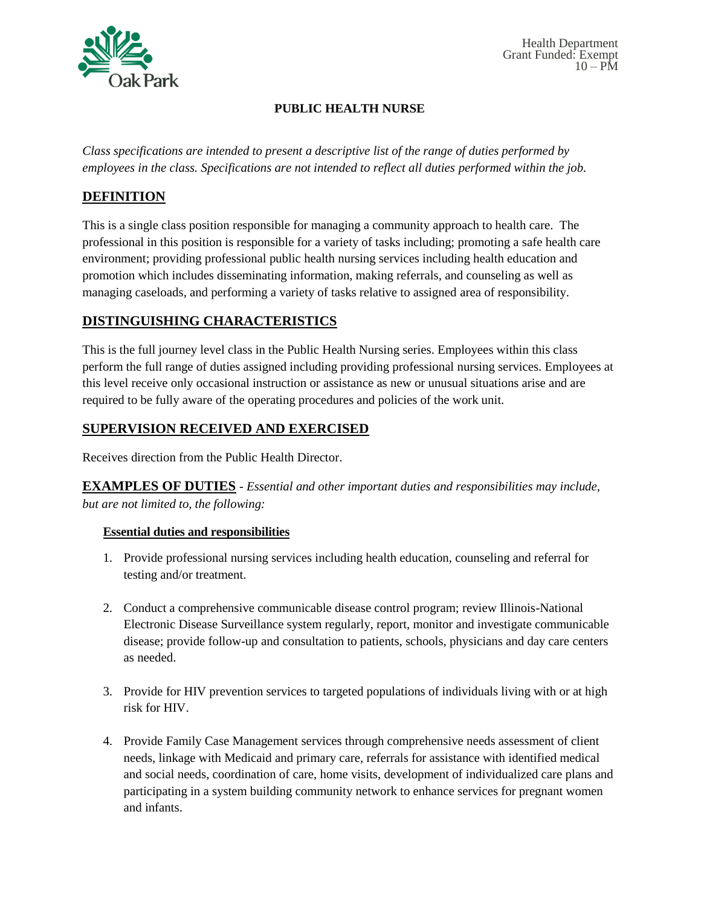Health Department
Grant Funded: Exempt
10 – PM

# PUBLIC HEALTH NURSE

*Class specifications are intended to present a descriptive list of the range of duties performed by employees in the class. Specifications are not intended to reflect all duties performed within the job.*

## DEFINITION

This is a single class position responsible for managing a community approach to health care. The professional in this position is responsible for a variety of tasks including; promoting a safe health care environment; providing professional public health nursing services including health education and promotion which includes disseminating information, making referrals, and counseling as well as managing caseloads, and performing a variety of tasks relative to assigned area of responsibility.

## DISTINGUISHING CHARACTERISTICS

This is the full journey level class in the Public Health Nursing series. Employees within this class perform the full range of duties assigned including providing professional nursing services. Employees at this level receive only occasional instruction or assistance as new or unusual situations arise and are required to be fully aware of the operating procedures and policies of the work unit.

## SUPERVISION RECEIVED AND EXERCISED

Receives direction from the Public Health Director.

## EXAMPLES OF DUTIES - *Essential and other important duties and responsibilities may include, but are not limited to, the following:*

### Essential duties and responsibilities

1. Provide professional nursing services including health education, counseling and referral for testing and/or treatment.

2. Conduct a comprehensive communicable disease control program; review Illinois-National Electronic Disease Surveillance system regularly, report, monitor and investigate communicable disease; provide follow-up and consultation to patients, schools, physicians and day care centers as needed.

3. Provide for HIV prevention services to targeted populations of individuals living with or at high risk for HIV.

4. Provide Family Case Management services through comprehensive needs assessment of client needs, linkage with Medicaid and primary care, referrals for assistance with identified medical and social needs, coordination of care, home visits, development of individualized care plans and participating in a system building community network to enhance services for pregnant women and infants.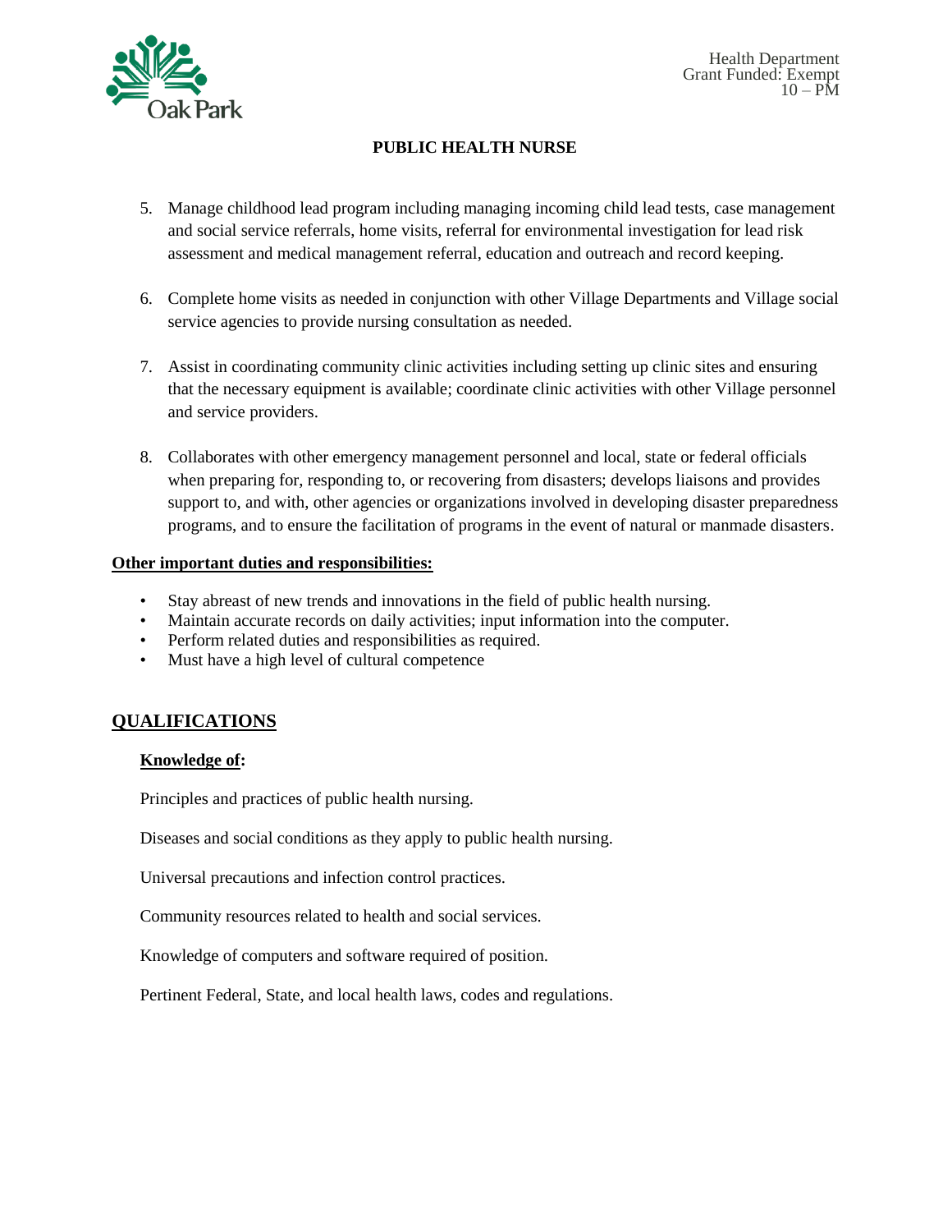5. Manage childhood lead program including managing incoming child lead tests, case management and social service referrals, home visits, referral for environmental investigation for lead risk assessment and medical management referral, education and outreach and record keeping.

6. Complete home visits as needed in conjunction with other Village Departments and Village social service agencies to provide nursing consultation as needed.

7. Assist in coordinating community clinic activities including setting up clinic sites and ensuring that the necessary equipment is available; coordinate clinic activities with other Village personnel and service providers.

8. Collaborates with other emergency management personnel and local, state or federal officials when preparing for, responding to, or recovering from disasters; develops liaisons and provides support to, and with, other agencies or organizations involved in developing disaster preparedness programs, and to ensure the facilitation of programs in the event of natural or manmade disasters.

**Other important duties and responsibilities:**

- Stay abreast of new trends and innovations in the field of public health nursing.
- Maintain accurate records on daily activities; input information into the computer.
- Perform related duties and responsibilities as required.
- Must have a high level of cultural competence

## QUALIFICATIONS

**Knowledge of:**

Principles and practices of public health nursing.

Diseases and social conditions as they apply to public health nursing.

Universal precautions and infection control practices.

Community resources related to health and social services.

Knowledge of computers and software required of position.

Pertinent Federal, State, and local health laws, codes and regulations.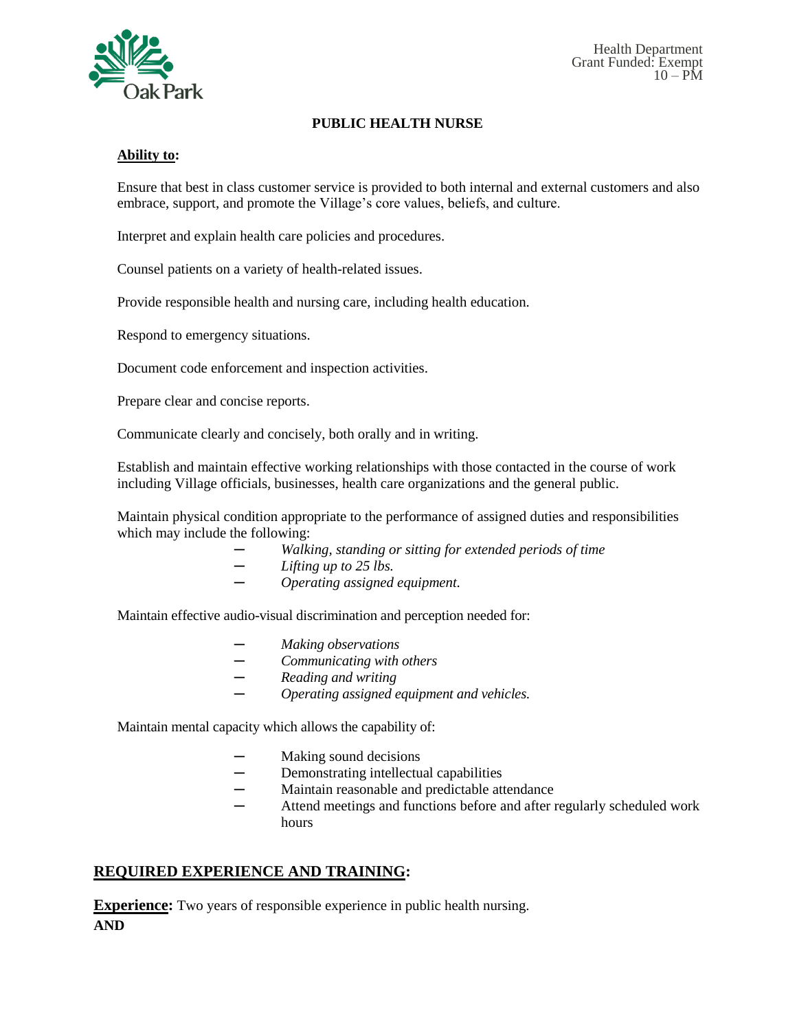**PUBLIC HEALTH NURSE**

**Ability to:**

Ensure that best in class customer service is provided to both internal and external customers and also embrace, support, and promote the Village's core values, beliefs, and culture.

Interpret and explain health care policies and procedures.

Counsel patients on a variety of health-related issues.

Provide responsible health and nursing care, including health education.

Respond to emergency situations.

Document code enforcement and inspection activities.

Prepare clear and concise reports.

Communicate clearly and concisely, both orally and in writing.

Establish and maintain effective working relationships with those contacted in the course of work including Village officials, businesses, health care organizations and the general public.

Maintain physical condition appropriate to the performance of assigned duties and responsibilities which may include the following:

- *Walking, standing or sitting for extended periods of time*
- *Lifting up to 25 lbs.*
- *Operating assigned equipment.*

Maintain effective audio-visual discrimination and perception needed for:

- *Making observations*
- *Communicating with others*
- *Reading and writing*
- *Operating assigned equipment and vehicles.*

Maintain mental capacity which allows the capability of:

- Making sound decisions
- Demonstrating intellectual capabilities
- Maintain reasonable and predictable attendance
- Attend meetings and functions before and after regularly scheduled work hours

## REQUIRED EXPERIENCE AND TRAINING:

**Experience:** Two years of responsible experience in public health nursing.

**AND**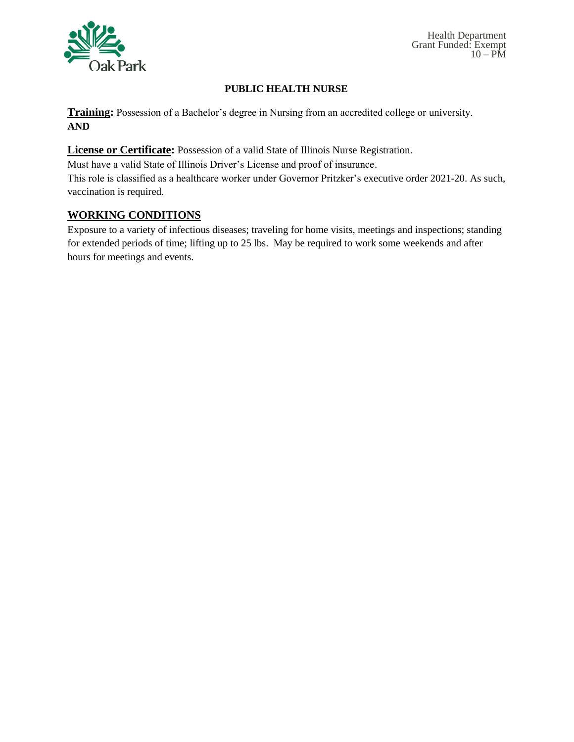Health Department
Grant Funded: Exempt
10 – PM

**PUBLIC HEALTH NURSE**

**Training:** Possession of a Bachelor's degree in Nursing from an accredited college or university.
**AND**

**License or Certificate:** Possession of a valid State of Illinois Nurse Registration.
Must have a valid State of Illinois Driver's License and proof of insurance.
This role is classified as a healthcare worker under Governor Pritzker's executive order 2021-20. As such, vaccination is required.

## WORKING CONDITIONS

Exposure to a variety of infectious diseases; traveling for home visits, meetings and inspections; standing for extended periods of time; lifting up to 25 lbs. May be required to work some weekends and after hours for meetings and events.